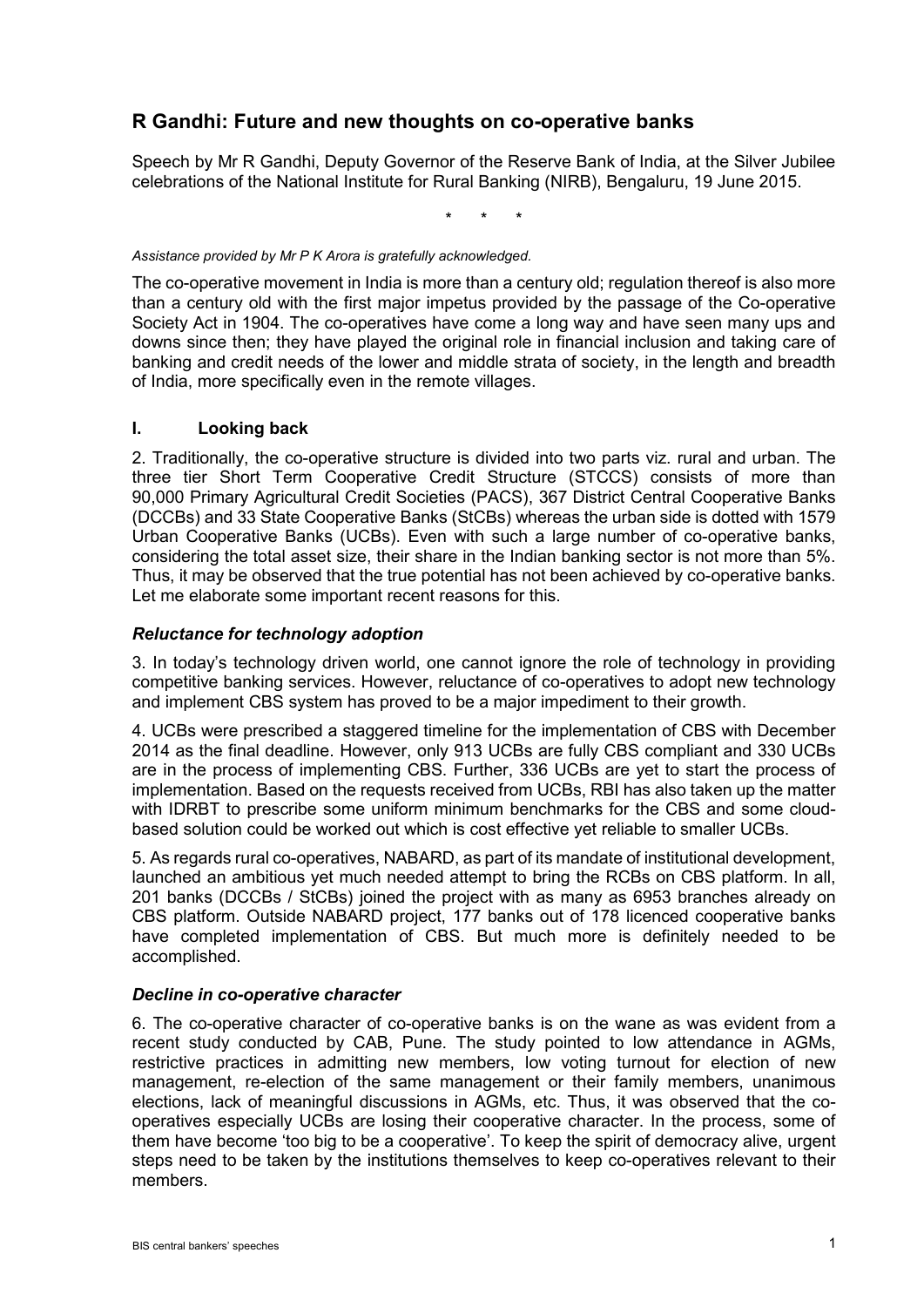## R Gandhi: Future and new thoughts on co-operative banks

Speech by Mr R Gandhi, Deputy Governor of the Reserve Bank of India, at the Silver Jubilee celebrations of the National Institute for Rural Banking (NIRB), Bengaluru, 19 June 2015.

\* \* \*

*Assistance provided by Mr P K Arora is gratefully acknowledged.*

The co-operative movement in India is more than a century old; regulation thereof is also more than a century old with the first major impetus provided by the passage of the Co-operative Society Act in 1904. The co-operatives have come a long way and have seen many ups and downs since then; they have played the original role in financial inclusion and taking care of banking and credit needs of the lower and middle strata of society, in the length and breadth of India, more specifically even in the remote villages.

### I. Looking back

2. Traditionally, the co-operative structure is divided into two parts viz. rural and urban. The three tier Short Term Cooperative Credit Structure (STCCS) consists of more than 90,000 Primary Agricultural Credit Societies (PACS), 367 District Central Cooperative Banks (DCCBs) and 33 State Cooperative Banks (StCBs) whereas the urban side is dotted with 1579 Urban Cooperative Banks (UCBs). Even with such a large number of co-operative banks, considering the total asset size, their share in the Indian banking sector is not more than 5%. Thus, it may be observed that the true potential has not been achieved by co-operative banks. Let me elaborate some important recent reasons for this.

#### *Reluctance for technology adoption*

3. In today's technology driven world, one cannot ignore the role of technology in providing competitive banking services. However, reluctance of co-operatives to adopt new technology and implement CBS system has proved to be a major impediment to their growth.

4. UCBs were prescribed a staggered timeline for the implementation of CBS with December 2014 as the final deadline. However, only 913 UCBs are fully CBS compliant and 330 UCBs are in the process of implementing CBS. Further, 336 UCBs are yet to start the process of implementation. Based on the requests received from UCBs, RBI has also taken up the matter with IDRBT to prescribe some uniform minimum benchmarks for the CBS and some cloud-based solution could be worked out which is cost effective yet reliable to smaller UCBs.

5. As regards rural co-operatives, NABARD, as part of its mandate of institutional development, launched an ambitious yet much needed attempt to bring the RCBs on CBS platform. In all, 201 banks (DCCBs / StCBs) joined the project with as many as 6953 branches already on CBS platform. Outside NABARD project, 177 banks out of 178 licenced cooperative banks have completed implementation of CBS. But much more is definitely needed to be accomplished.

#### *Decline in co-operative character*

6. The co-operative character of co-operative banks is on the wane as was evident from a recent study conducted by CAB, Pune. The study pointed to low attendance in AGMs, restrictive practices in admitting new members, low voting turnout for election of new management, re-election of the same management or their family members, unanimous elections, lack of meaningful discussions in AGMs, etc. Thus, it was observed that the co-operatives especially UCBs are losing their cooperative character. In the process, some of them have become 'too big to be a cooperative'. To keep the spirit of democracy alive, urgent steps need to be taken by the institutions themselves to keep co-operatives relevant to their members.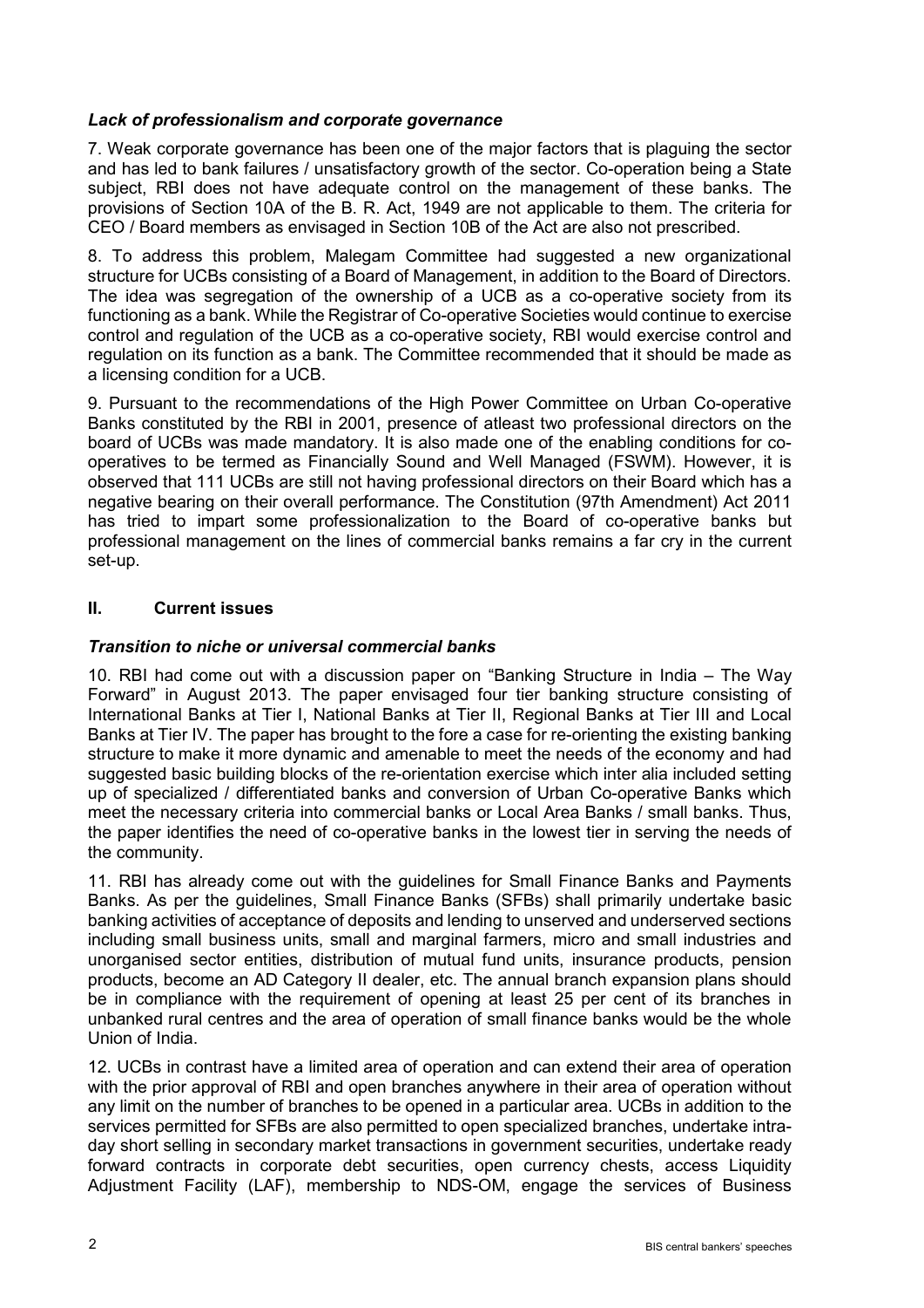### *Lack of professionalism and corporate governance*

7. Weak corporate governance has been one of the major factors that is plaguing the sector and has led to bank failures / unsatisfactory growth of the sector. Co-operation being a State subject, RBI does not have adequate control on the management of these banks. The provisions of Section 10A of the B. R. Act, 1949 are not applicable to them. The criteria for CEO / Board members as envisaged in Section 10B of the Act are also not prescribed.

8. To address this problem, Malegam Committee had suggested a new organizational structure for UCBs consisting of a Board of Management, in addition to the Board of Directors. The idea was segregation of the ownership of a UCB as a co-operative society from its functioning as a bank. While the Registrar of Co-operative Societies would continue to exercise control and regulation of the UCB as a co-operative society, RBI would exercise control and regulation on its function as a bank. The Committee recommended that it should be made as a licensing condition for a UCB.

9. Pursuant to the recommendations of the High Power Committee on Urban Co-operative Banks constituted by the RBI in 2001, presence of atleast two professional directors on the board of UCBs was made mandatory. It is also made one of the enabling conditions for co-operatives to be termed as Financially Sound and Well Managed (FSWM). However, it is observed that 111 UCBs are still not having professional directors on their Board which has a negative bearing on their overall performance. The Constitution (97th Amendment) Act 2011 has tried to impart some professionalization to the Board of co-operative banks but professional management on the lines of commercial banks remains a far cry in the current set-up.

## II. Current issues

### *Transition to niche or universal commercial banks*

10. RBI had come out with a discussion paper on "Banking Structure in India – The Way Forward" in August 2013. The paper envisaged four tier banking structure consisting of International Banks at Tier I, National Banks at Tier II, Regional Banks at Tier III and Local Banks at Tier IV. The paper has brought to the fore a case for re-orienting the existing banking structure to make it more dynamic and amenable to meet the needs of the economy and had suggested basic building blocks of the re-orientation exercise which inter alia included setting up of specialized / differentiated banks and conversion of Urban Co-operative Banks which meet the necessary criteria into commercial banks or Local Area Banks / small banks. Thus, the paper identifies the need of co-operative banks in the lowest tier in serving the needs of the community.

11. RBI has already come out with the guidelines for Small Finance Banks and Payments Banks. As per the guidelines, Small Finance Banks (SFBs) shall primarily undertake basic banking activities of acceptance of deposits and lending to unserved and underserved sections including small business units, small and marginal farmers, micro and small industries and unorganised sector entities, distribution of mutual fund units, insurance products, pension products, become an AD Category II dealer, etc. The annual branch expansion plans should be in compliance with the requirement of opening at least 25 per cent of its branches in unbanked rural centres and the area of operation of small finance banks would be the whole Union of India.

12. UCBs in contrast have a limited area of operation and can extend their area of operation with the prior approval of RBI and open branches anywhere in their area of operation without any limit on the number of branches to be opened in a particular area. UCBs in addition to the services permitted for SFBs are also permitted to open specialized branches, undertake intra-day short selling in secondary market transactions in government securities, undertake ready forward contracts in corporate debt securities, open currency chests, access Liquidity Adjustment Facility (LAF), membership to NDS-OM, engage the services of Business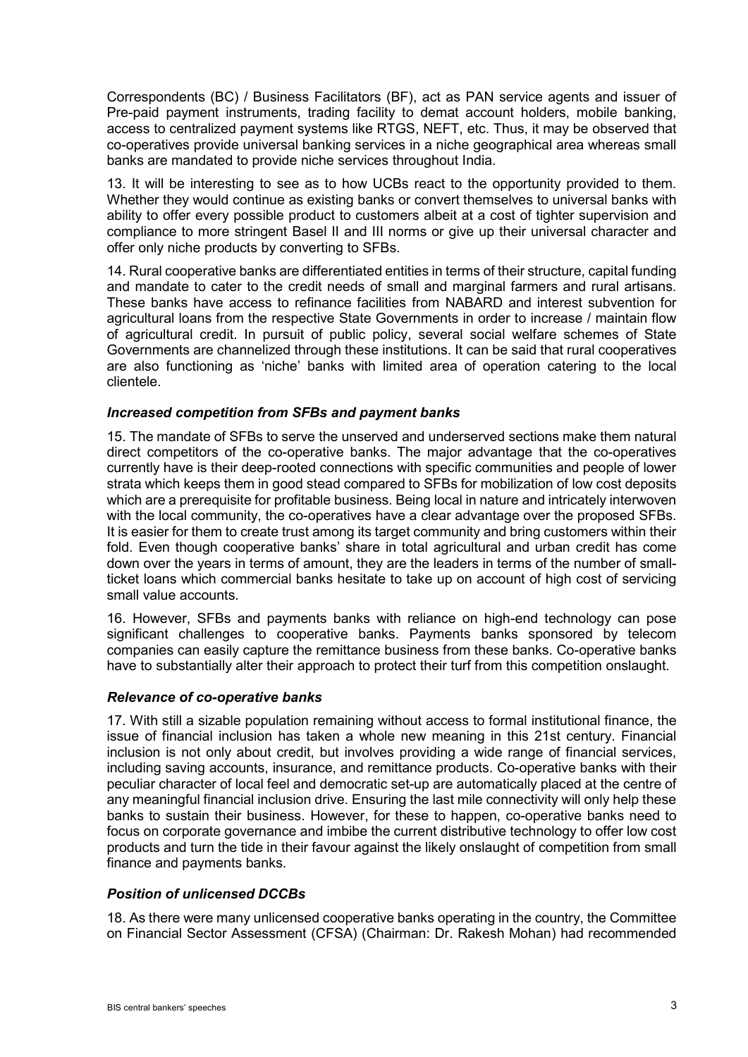Correspondents (BC) / Business Facilitators (BF), act as PAN service agents and issuer of Pre-paid payment instruments, trading facility to demat account holders, mobile banking, access to centralized payment systems like RTGS, NEFT, etc. Thus, it may be observed that co-operatives provide universal banking services in a niche geographical area whereas small banks are mandated to provide niche services throughout India.

13. It will be interesting to see as to how UCBs react to the opportunity provided to them. Whether they would continue as existing banks or convert themselves to universal banks with ability to offer every possible product to customers albeit at a cost of tighter supervision and compliance to more stringent Basel II and III norms or give up their universal character and offer only niche products by converting to SFBs.

14. Rural cooperative banks are differentiated entities in terms of their structure, capital funding and mandate to cater to the credit needs of small and marginal farmers and rural artisans. These banks have access to refinance facilities from NABARD and interest subvention for agricultural loans from the respective State Governments in order to increase / maintain flow of agricultural credit. In pursuit of public policy, several social welfare schemes of State Governments are channelized through these institutions. It can be said that rural cooperatives are also functioning as 'niche' banks with limited area of operation catering to the local clientele.

### *Increased competition from SFBs and payment banks*

15. The mandate of SFBs to serve the unserved and underserved sections make them natural direct competitors of the co-operative banks. The major advantage that the co-operatives currently have is their deep-rooted connections with specific communities and people of lower strata which keeps them in good stead compared to SFBs for mobilization of low cost deposits which are a prerequisite for profitable business. Being local in nature and intricately interwoven with the local community, the co-operatives have a clear advantage over the proposed SFBs. It is easier for them to create trust among its target community and bring customers within their fold. Even though cooperative banks' share in total agricultural and urban credit has come down over the years in terms of amount, they are the leaders in terms of the number of small-ticket loans which commercial banks hesitate to take up on account of high cost of servicing small value accounts.

16. However, SFBs and payments banks with reliance on high-end technology can pose significant challenges to cooperative banks. Payments banks sponsored by telecom companies can easily capture the remittance business from these banks. Co-operative banks have to substantially alter their approach to protect their turf from this competition onslaught.

### *Relevance of co-operative banks*

17. With still a sizable population remaining without access to formal institutional finance, the issue of financial inclusion has taken a whole new meaning in this 21st century. Financial inclusion is not only about credit, but involves providing a wide range of financial services, including saving accounts, insurance, and remittance products. Co-operative banks with their peculiar character of local feel and democratic set-up are automatically placed at the centre of any meaningful financial inclusion drive. Ensuring the last mile connectivity will only help these banks to sustain their business. However, for these to happen, co-operative banks need to focus on corporate governance and imbibe the current distributive technology to offer low cost products and turn the tide in their favour against the likely onslaught of competition from small finance and payments banks.

### *Position of unlicensed DCCBs*

18. As there were many unlicensed cooperative banks operating in the country, the Committee on Financial Sector Assessment (CFSA) (Chairman: Dr. Rakesh Mohan) had recommended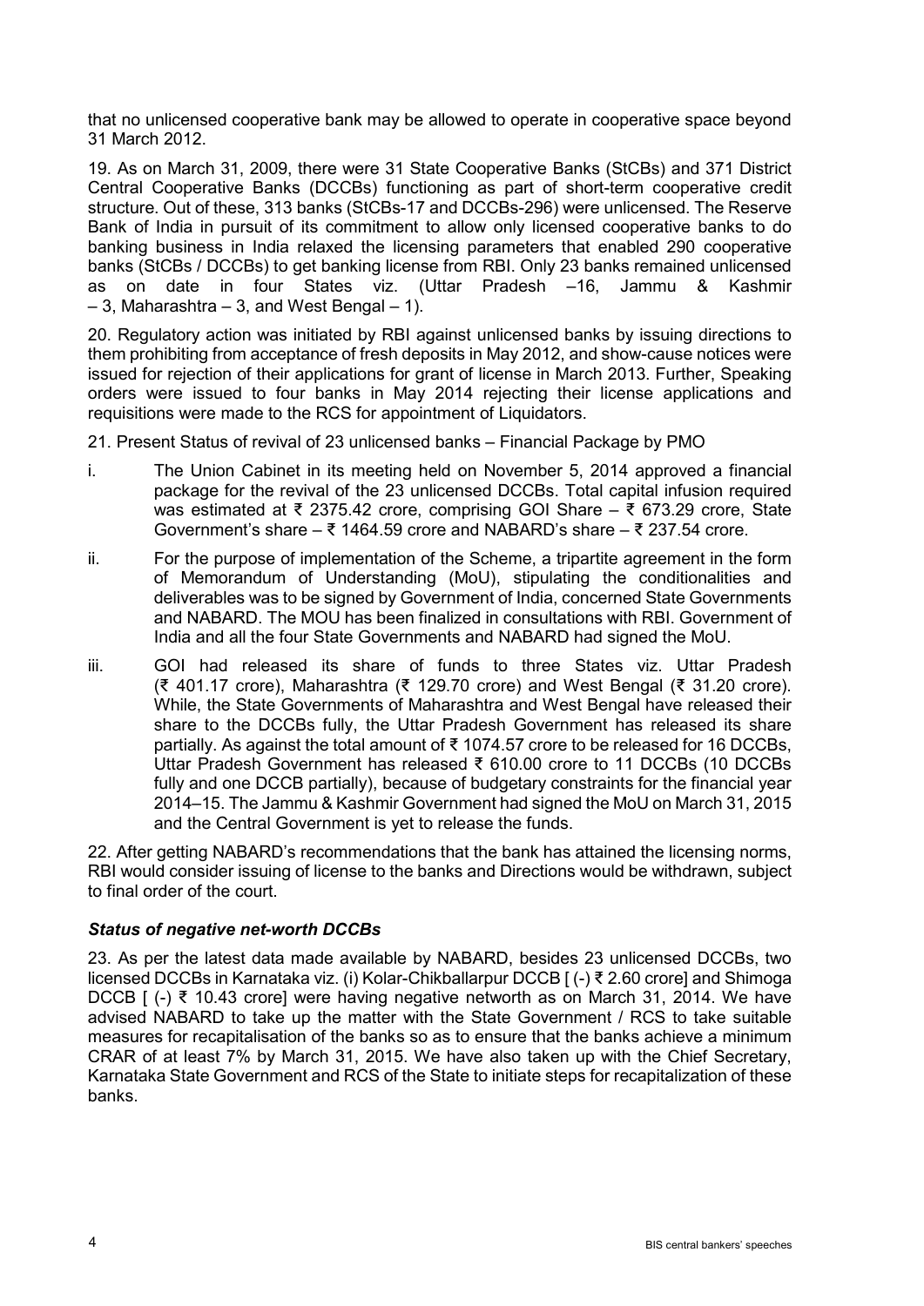that no unlicensed cooperative bank may be allowed to operate in cooperative space beyond 31 March 2012.

19. As on March 31, 2009, there were 31 State Cooperative Banks (StCBs) and 371 District Central Cooperative Banks (DCCBs) functioning as part of short-term cooperative credit structure. Out of these, 313 banks (StCBs-17 and DCCBs-296) were unlicensed. The Reserve Bank of India in pursuit of its commitment to allow only licensed cooperative banks to do banking business in India relaxed the licensing parameters that enabled 290 cooperative banks (StCBs / DCCBs) to get banking license from RBI. Only 23 banks remained unlicensed as on date in four States viz. (Uttar Pradesh –16, Jammu & Kashmir – 3, Maharashtra – 3, and West Bengal – 1).

20. Regulatory action was initiated by RBI against unlicensed banks by issuing directions to them prohibiting from acceptance of fresh deposits in May 2012, and show-cause notices were issued for rejection of their applications for grant of license in March 2013. Further, Speaking orders were issued to four banks in May 2014 rejecting their license applications and requisitions were made to the RCS for appointment of Liquidators.

21. Present Status of revival of 23 unlicensed banks – Financial Package by PMO

i. The Union Cabinet in its meeting held on November 5, 2014 approved a financial package for the revival of the 23 unlicensed DCCBs. Total capital infusion required was estimated at ₹ 2375.42 crore, comprising GOI Share – ₹ 673.29 crore, State Government's share – ₹ 1464.59 crore and NABARD's share – ₹ 237.54 crore.

ii. For the purpose of implementation of the Scheme, a tripartite agreement in the form of Memorandum of Understanding (MoU), stipulating the conditionalities and deliverables was to be signed by Government of India, concerned State Governments and NABARD. The MOU has been finalized in consultations with RBI. Government of India and all the four State Governments and NABARD had signed the MoU.

iii. GOI had released its share of funds to three States viz. Uttar Pradesh (₹ 401.17 crore), Maharashtra (₹ 129.70 crore) and West Bengal (₹ 31.20 crore). While, the State Governments of Maharashtra and West Bengal have released their share to the DCCBs fully, the Uttar Pradesh Government has released its share partially. As against the total amount of ₹ 1074.57 crore to be released for 16 DCCBs, Uttar Pradesh Government has released ₹ 610.00 crore to 11 DCCBs (10 DCCBs fully and one DCCB partially), because of budgetary constraints for the financial year 2014–15. The Jammu & Kashmir Government had signed the MoU on March 31, 2015 and the Central Government is yet to release the funds.

22. After getting NABARD's recommendations that the bank has attained the licensing norms, RBI would consider issuing of license to the banks and Directions would be withdrawn, subject to final order of the court.

***Status of negative net-worth DCCBs***

23. As per the latest data made available by NABARD, besides 23 unlicensed DCCBs, two licensed DCCBs in Karnataka viz. (i) Kolar-Chikballarpur DCCB [ (-) ₹ 2.60 crore] and Shimoga DCCB [ (-) ₹ 10.43 crore] were having negative networth as on March 31, 2014. We have advised NABARD to take up the matter with the State Government / RCS to take suitable measures for recapitalisation of the banks so as to ensure that the banks achieve a minimum CRAR of at least 7% by March 31, 2015. We have also taken up with the Chief Secretary, Karnataka State Government and RCS of the State to initiate steps for recapitalization of these banks.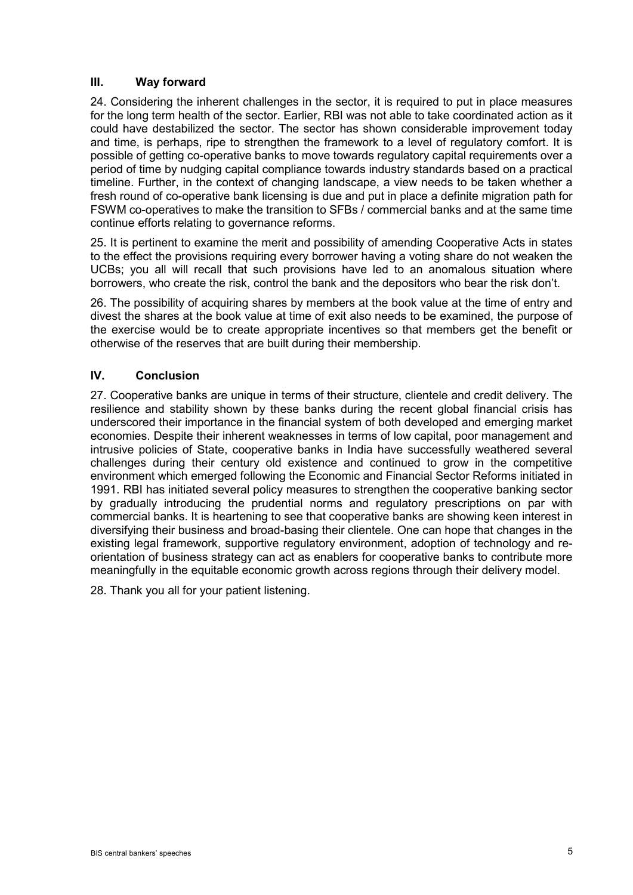## III. Way forward

24. Considering the inherent challenges in the sector, it is required to put in place measures for the long term health of the sector. Earlier, RBI was not able to take coordinated action as it could have destabilized the sector. The sector has shown considerable improvement today and time, is perhaps, ripe to strengthen the framework to a level of regulatory comfort. It is possible of getting co-operative banks to move towards regulatory capital requirements over a period of time by nudging capital compliance towards industry standards based on a practical timeline. Further, in the context of changing landscape, a view needs to be taken whether a fresh round of co-operative bank licensing is due and put in place a definite migration path for FSWM co-operatives to make the transition to SFBs / commercial banks and at the same time continue efforts relating to governance reforms.

25. It is pertinent to examine the merit and possibility of amending Cooperative Acts in states to the effect the provisions requiring every borrower having a voting share do not weaken the UCBs; you all will recall that such provisions have led to an anomalous situation where borrowers, who create the risk, control the bank and the depositors who bear the risk don't.

26. The possibility of acquiring shares by members at the book value at the time of entry and divest the shares at the book value at time of exit also needs to be examined, the purpose of the exercise would be to create appropriate incentives so that members get the benefit or otherwise of the reserves that are built during their membership.

## IV. Conclusion

27. Cooperative banks are unique in terms of their structure, clientele and credit delivery. The resilience and stability shown by these banks during the recent global financial crisis has underscored their importance in the financial system of both developed and emerging market economies. Despite their inherent weaknesses in terms of low capital, poor management and intrusive policies of State, cooperative banks in India have successfully weathered several challenges during their century old existence and continued to grow in the competitive environment which emerged following the Economic and Financial Sector Reforms initiated in 1991. RBI has initiated several policy measures to strengthen the cooperative banking sector by gradually introducing the prudential norms and regulatory prescriptions on par with commercial banks. It is heartening to see that cooperative banks are showing keen interest in diversifying their business and broad-basing their clientele. One can hope that changes in the existing legal framework, supportive regulatory environment, adoption of technology and re-orientation of business strategy can act as enablers for cooperative banks to contribute more meaningfully in the equitable economic growth across regions through their delivery model.

28. Thank you all for your patient listening.